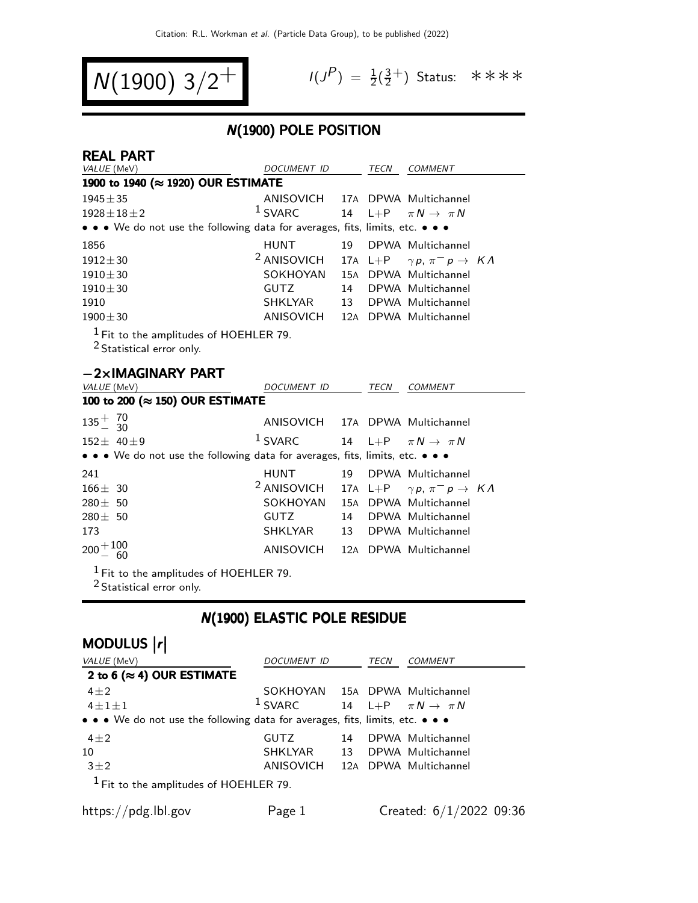Citation: R.L. Workman et al. (Particle Data Group), to be published (2022)

# $N(1900)\ 3/2^+$

$I(J^P) = \frac{1}{2}(\frac{3}{2}^+)$ Status: ∗∗∗∗

## N(1900) POLE POSITION

### REAL PART

| VALUE (MeV) | DOCUMENT ID | | TECN | COMMENT |
|---|---|---|---|---|
| **1900 to 1940 (≈ 1920) OUR ESTIMATE** | | | | |
| 1945±35 | ANISOVICH | 17A | DPWA | Multichannel |
| 1928±18±2 | [1] SVARC | 14 | L+P | $\pi N \to \pi N$ |
| • • • We do not use the following data for averages, fits, limits, etc. • • • | | | | |
| 1856 | HUNT | 19 | DPWA | Multichannel |
| 1912±30 | [2] ANISOVICH | 17A | L+P | $\gamma p, \pi^- p \to K\Lambda$ |
| 1910±30 | SOKHOYAN | 15A | DPWA | Multichannel |
| 1910±30 | GUTZ | 14 | DPWA | Multichannel |
| 1910 | SHKLYAR | 13 | DPWA | Multichannel |
| 1900±30 | ANISOVICH | 12A | DPWA | Multichannel |

[1] Fit to the amplitudes of HOEHLER 79.
[2] Statistical error only.

### −2×IMAGINARY PART

| VALUE (MeV) | DOCUMENT ID | | TECN | COMMENT |
|---|---|---|---|---|
| **100 to 200 (≈ 150) OUR ESTIMATE** | | | | |
| $135^{+70}_{-30}$ | ANISOVICH | 17A | DPWA | Multichannel |
| 152± 40±9 | [1] SVARC | 14 | L+P | $\pi N \to \pi N$ |
| • • • We do not use the following data for averages, fits, limits, etc. • • • | | | | |
| 241 | HUNT | 19 | DPWA | Multichannel |
| 166± 30 | [2] ANISOVICH | 17A | L+P | $\gamma p, \pi^- p \to K\Lambda$ |
| 280± 50 | SOKHOYAN | 15A | DPWA | Multichannel |
| 280± 50 | GUTZ | 14 | DPWA | Multichannel |
| 173 | SHKLYAR | 13 | DPWA | Multichannel |
| $200^{+100}_{-60}$ | ANISOVICH | 12A | DPWA | Multichannel |

[1] Fit to the amplitudes of HOEHLER 79.
[2] Statistical error only.

## N(1900) ELASTIC POLE RESIDUE

### MODULUS $|r|$

| VALUE (MeV) | DOCUMENT ID | | TECN | COMMENT |
|---|---|---|---|---|
| **2 to 6 (≈ 4) OUR ESTIMATE** | | | | |
| 4±2 | SOKHOYAN | 15A | DPWA | Multichannel |
| 4±1±1 | [1] SVARC | 14 | L+P | $\pi N \to \pi N$ |
| • • • We do not use the following data for averages, fits, limits, etc. • • • | | | | |
| 4±2 | GUTZ | 14 | DPWA | Multichannel |
| 10 | SHKLYAR | 13 | DPWA | Multichannel |
| 3±2 | ANISOVICH | 12A | DPWA | Multichannel |

[1] Fit to the amplitudes of HOEHLER 79.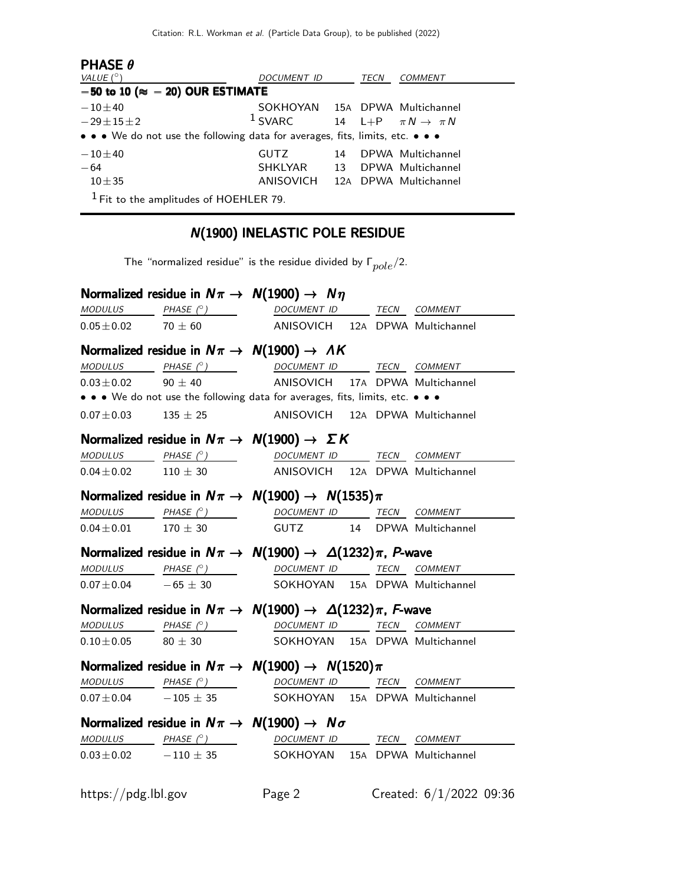### PHASE $\theta$

| VALUE (°) | DOCUMENT ID | | TECN | COMMENT |
|---|---|---|---|---|
| **−50 to 10 (≈ −20) OUR ESTIMATE** | | | | |
| $-10\pm40$ | SOKHOYAN | 15A | DPWA | Multichannel |
| $-29\pm15\pm2$ | [1] SVARC | 14 | L+P | $\pi N \to \pi N$ |
| • • • We do not use the following data for averages, fits, limits, etc. • • • | | | | |
| $-10\pm40$ | GUTZ | 14 | DPWA | Multichannel |
| $-64$ | SHKLYAR | 13 | DPWA | Multichannel |
| $10\pm35$ | ANISOVICH | 12A | DPWA | Multichannel |

[1] Fit to the amplitudes of HOEHLER 79.

## N(1900) INELASTIC POLE RESIDUE

The "normalized residue" is the residue divided by $\Gamma_{pole}/2$.

### Normalized residue in $N\pi \to N(1900) \to N\eta$

| MODULUS | PHASE (°) | DOCUMENT ID | | TECN | COMMENT |
|---|---|---|---|---|---|
| $0.05\pm0.02$ | $70 \pm 60$ | ANISOVICH | 12A | DPWA | Multichannel |

### Normalized residue in $N\pi \to N(1900) \to \Lambda K$

| MODULUS | PHASE (°) | DOCUMENT ID | | TECN | COMMENT |
|---|---|---|---|---|---|
| $0.03\pm0.02$ | $90 \pm 40$ | ANISOVICH | 17A | DPWA | Multichannel |
| • • • We do not use the following data for averages, fits, limits, etc. • • • | | | | | |
| $0.07\pm0.03$ | $135 \pm 25$ | ANISOVICH | 12A | DPWA | Multichannel |

### Normalized residue in $N\pi \to N(1900) \to \Sigma K$

| MODULUS | PHASE (°) | DOCUMENT ID | | TECN | COMMENT |
|---|---|---|---|---|---|
| $0.04\pm0.02$ | $110 \pm 30$ | ANISOVICH | 12A | DPWA | Multichannel |

### Normalized residue in $N\pi \to N(1900) \to N(1535)\pi$

| MODULUS | PHASE (°) | DOCUMENT ID | | TECN | COMMENT |
|---|---|---|---|---|---|
| $0.04\pm0.01$ | $170 \pm 30$ | GUTZ | 14 | DPWA | Multichannel |

### Normalized residue in $N\pi \to N(1900) \to \Delta(1232)\pi$, *P*-wave

| MODULUS | PHASE (°) | DOCUMENT ID | | TECN | COMMENT |
|---|---|---|---|---|---|
| $0.07\pm0.04$ | $-65 \pm 30$ | SOKHOYAN | 15A | DPWA | Multichannel |

### Normalized residue in $N\pi \to N(1900) \to \Delta(1232)\pi$, *F*-wave

| MODULUS | PHASE (°) | DOCUMENT ID | | TECN | COMMENT |
|---|---|---|---|---|---|
| $0.10\pm0.05$ | $80 \pm 30$ | SOKHOYAN | 15A | DPWA | Multichannel |

### Normalized residue in $N\pi \to N(1900) \to N(1520)\pi$

| MODULUS | PHASE (°) | DOCUMENT ID | | TECN | COMMENT |
|---|---|---|---|---|---|
| $0.07\pm0.04$ | $-105 \pm 35$ | SOKHOYAN | 15A | DPWA | Multichannel |

### Normalized residue in $N\pi \to N(1900) \to N\sigma$

| MODULUS | PHASE (°) | DOCUMENT ID | | TECN | COMMENT |
|---|---|---|---|---|---|
| $0.03\pm0.02$ | $-110 \pm 35$ | SOKHOYAN | 15A | DPWA | Multichannel |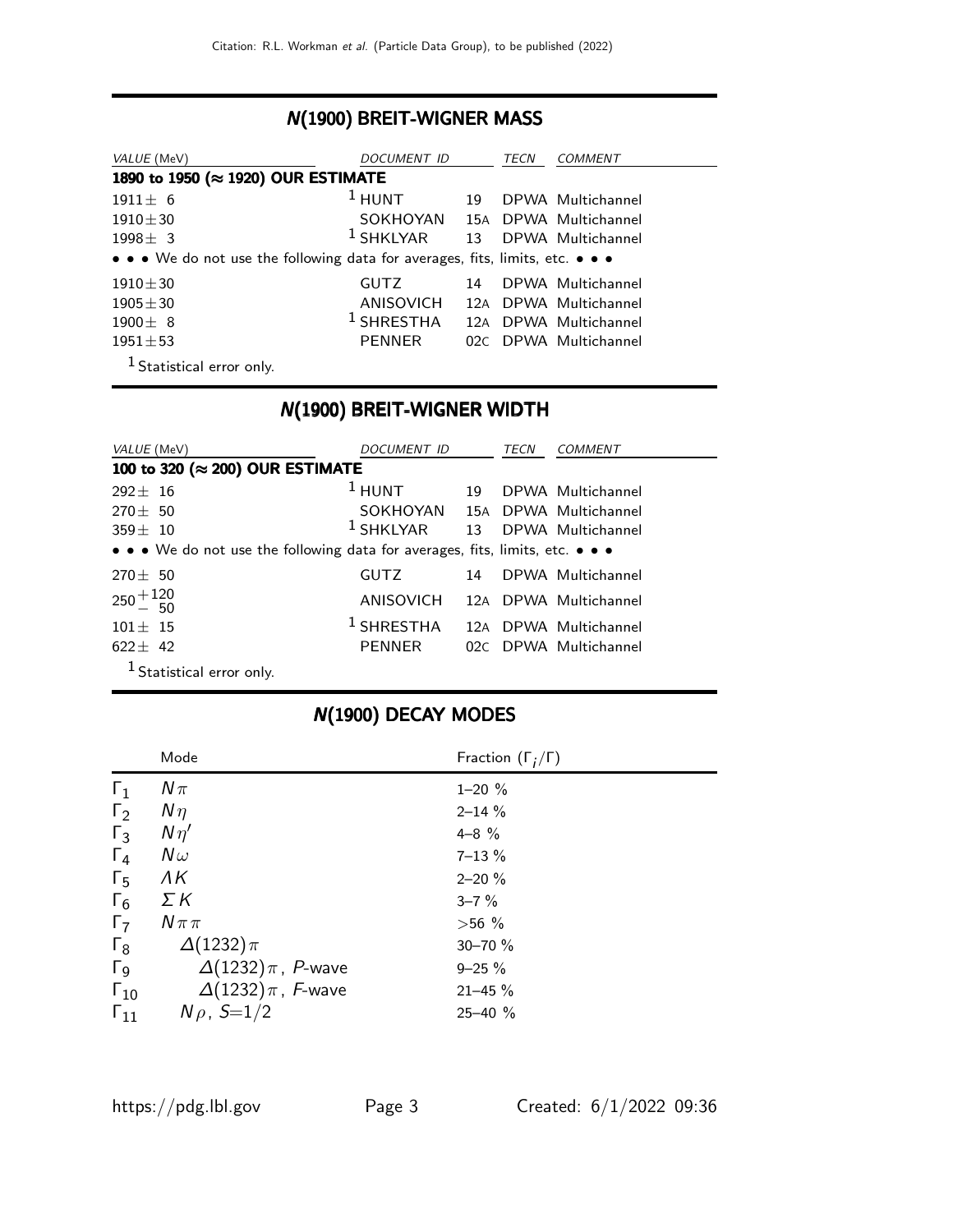## N(1900) BREIT-WIGNER MASS

| VALUE (MeV) | DOCUMENT ID | | TECN | COMMENT |
|---|---|---|---|---|
| **1890 to 1950 (≈ 1920) OUR ESTIMATE** | | | | |
| 1911 ± 6 | [1] HUNT | 19 | DPWA | Multichannel |
| 1910 ± 30 | SOKHOYAN | 15A | DPWA | Multichannel |
| 1998 ± 3 | [1] SHKLYAR | 13 | DPWA | Multichannel |
| • • • We do not use the following data for averages, fits, limits, etc. • • • | | | | |
| 1910 ± 30 | GUTZ | 14 | DPWA | Multichannel |
| 1905 ± 30 | ANISOVICH | 12A | DPWA | Multichannel |
| 1900 ± 8 | [1] SHRESTHA | 12A | DPWA | Multichannel |
| 1951 ± 53 | PENNER | 02C | DPWA | Multichannel |

[1] Statistical error only.

## N(1900) BREIT-WIGNER WIDTH

| VALUE (MeV) | DOCUMENT ID | | TECN | COMMENT |
|---|---|---|---|---|
| **100 to 320 (≈ 200) OUR ESTIMATE** | | | | |
| 292 ± 16 | [1] HUNT | 19 | DPWA | Multichannel |
| 270 ± 50 | SOKHOYAN | 15A | DPWA | Multichannel |
| 359 ± 10 | [1] SHKLYAR | 13 | DPWA | Multichannel |
| • • • We do not use the following data for averages, fits, limits, etc. • • • | | | | |
| 270 ± 50 | GUTZ | 14 | DPWA | Multichannel |
| $250^{+120}_{-50}$ | ANISOVICH | 12A | DPWA | Multichannel |
| 101 ± 15 | [1] SHRESTHA | 12A | DPWA | Multichannel |
| 622 ± 42 | PENNER | 02C | DPWA | Multichannel |

[1] Statistical error only.

## N(1900) DECAY MODES

| | Mode | Fraction ($\Gamma_i/\Gamma$) |
|---|---|---|
| $\Gamma_1$ | $N\pi$ | 1–20 % |
| $\Gamma_2$ | $N\eta$ | 2–14 % |
| $\Gamma_3$ | $N\eta'$ | 4–8 % |
| $\Gamma_4$ | $N\omega$ | 7–13 % |
| $\Gamma_5$ | $\Lambda K$ | 2–20 % |
| $\Gamma_6$ | $\Sigma K$ | 3–7 % |
| $\Gamma_7$ | $N\pi\pi$ | >56 % |
| $\Gamma_8$ | $\Delta(1232)\pi$ | 30–70 % |
| $\Gamma_9$ | $\Delta(1232)\pi$, $P$-wave | 9–25 % |
| $\Gamma_{10}$ | $\Delta(1232)\pi$, $F$-wave | 21–45 % |
| $\Gamma_{11}$ | $N\rho$, $S=1/2$ | 25–40 % |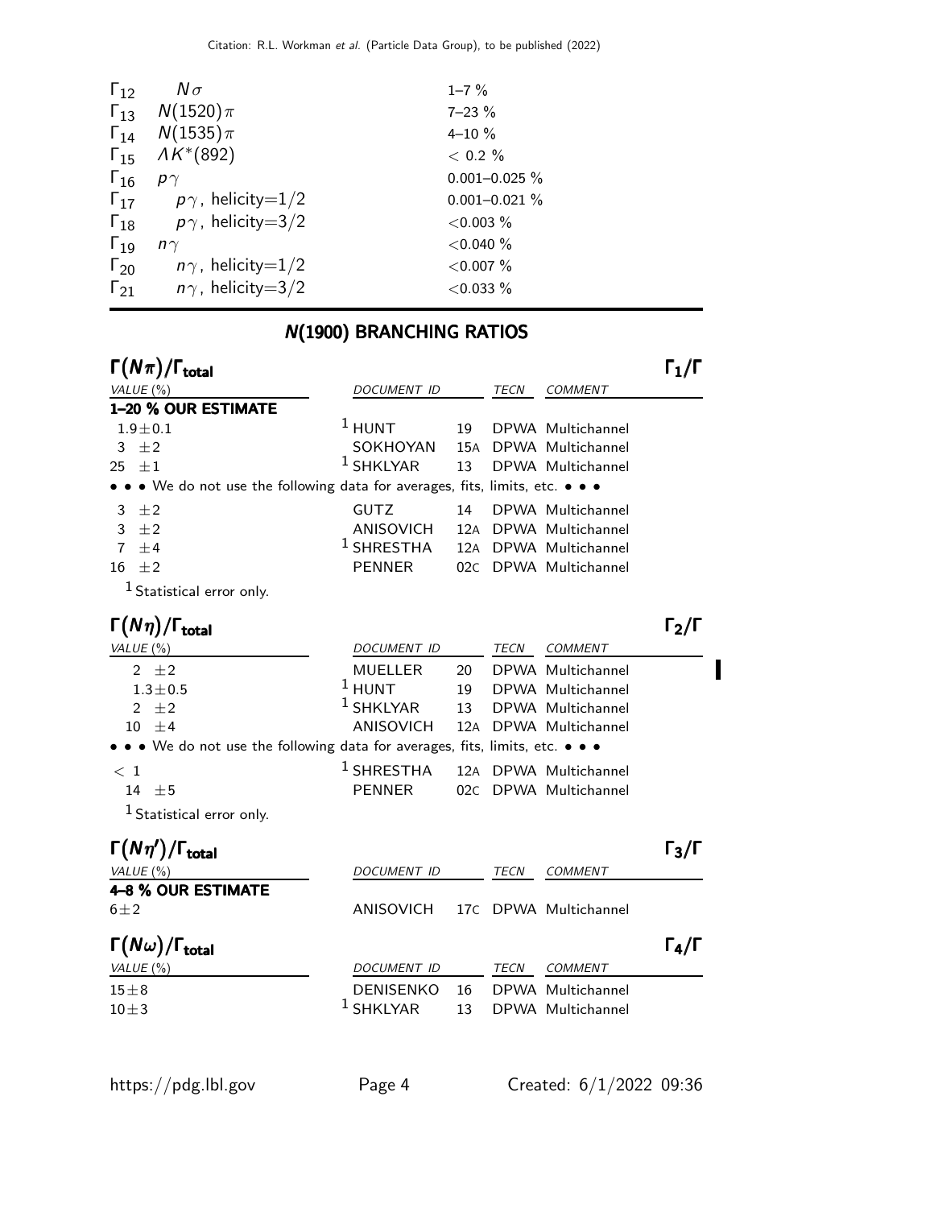| | | |
|---|---|---|
| $\Gamma_{12}$ | $N\sigma$ | 1–7 % |
| $\Gamma_{13}$ | $N(1520)\pi$ | 7–23 % |
| $\Gamma_{14}$ | $N(1535)\pi$ | 4–10 % |
| $\Gamma_{15}$ | $\Lambda K^*(892)$ | $< 0.2$ % |
| $\Gamma_{16}$ | $p\gamma$ | 0.001–0.025 % |
| $\Gamma_{17}$ | $p\gamma$, helicity=1/2 | 0.001–0.021 % |
| $\Gamma_{18}$ | $p\gamma$, helicity=3/2 | $<$0.003 % |
| $\Gamma_{19}$ | $n\gamma$ | $<$0.040 % |
| $\Gamma_{20}$ | $n\gamma$, helicity=1/2 | $<$0.007 % |
| $\Gamma_{21}$ | $n\gamma$, helicity=3/2 | $<$0.033 % |

## N(1900) BRANCHING RATIOS

### $\Gamma(N\pi)/\Gamma_{\text{total}}$ — $\Gamma_1/\Gamma$

| VALUE (%) | DOCUMENT ID | | TECN | COMMENT |
|---|---|---|---|---|
| **1–20 % OUR ESTIMATE** | | | | |
| 1.9±0.1 | [1] HUNT | 19 | DPWA | Multichannel |
| 3 ±2 | SOKHOYAN | 15A | DPWA | Multichannel |
| 25 ±1 | [1] SHKLYAR | 13 | DPWA | Multichannel |
| • • • We do not use the following data for averages, fits, limits, etc. • • • | | | | |
| 3 ±2 | GUTZ | 14 | DPWA | Multichannel |
| 3 ±2 | ANISOVICH | 12A | DPWA | Multichannel |
| 7 ±4 | [1] SHRESTHA | 12A | DPWA | Multichannel |
| 16 ±2 | PENNER | 02C | DPWA | Multichannel |

[1] Statistical error only.

### $\Gamma(N\eta)/\Gamma_{\text{total}}$ — $\Gamma_2/\Gamma$

| VALUE (%) | DOCUMENT ID | | TECN | COMMENT |
|---|---|---|---|---|
| 2 ±2 | MUELLER | 20 | DPWA | Multichannel |
| 1.3±0.5 | [1] HUNT | 19 | DPWA | Multichannel |
| 2 ±2 | [1] SHKLYAR | 13 | DPWA | Multichannel |
| 10 ±4 | ANISOVICH | 12A | DPWA | Multichannel |
| • • • We do not use the following data for averages, fits, limits, etc. • • • | | | | |
| $< 1$ | [1] SHRESTHA | 12A | DPWA | Multichannel |
| 14 ±5 | PENNER | 02C | DPWA | Multichannel |

[1] Statistical error only.

### $\Gamma(N\eta')/\Gamma_{\text{total}}$ — $\Gamma_3/\Gamma$

| VALUE (%) | DOCUMENT ID | | TECN | COMMENT |
|---|---|---|---|---|
| **4–8 % OUR ESTIMATE** | | | | |
| 6±2 | ANISOVICH | 17C | DPWA | Multichannel |

### $\Gamma(N\omega)/\Gamma_{\text{total}}$ — $\Gamma_4/\Gamma$

| VALUE (%) | DOCUMENT ID | | TECN | COMMENT |
|---|---|---|---|---|
| 15±8 | DENISENKO | 16 | DPWA | Multichannel |
| 10±3 | [1] SHKLYAR | 13 | DPWA | Multichannel |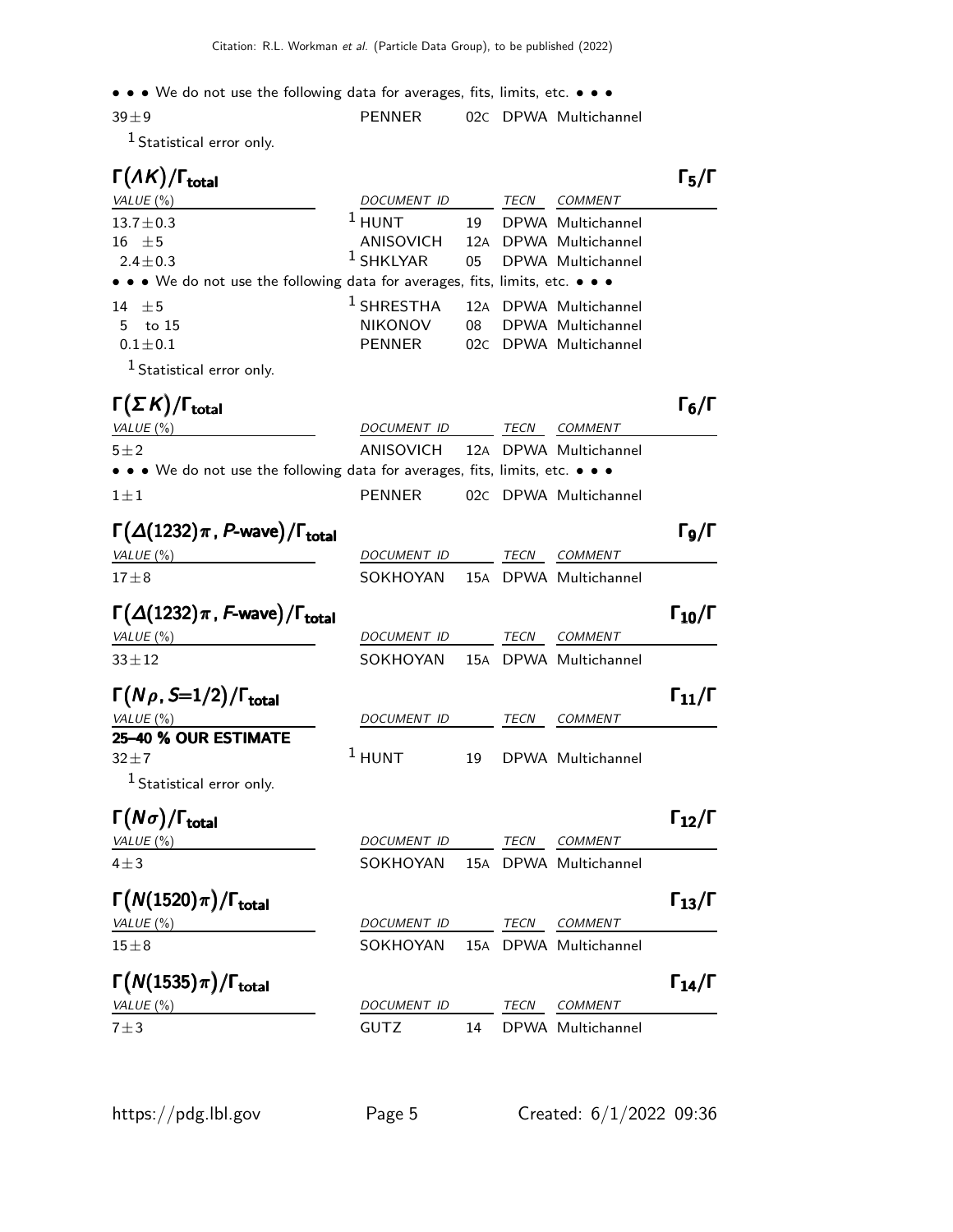• • • We do not use the following data for averages, fits, limits, etc. • • •

| | | | |
|---|---|---|---|
| $39 \pm 9$ | PENNER | 02C | DPWA Multichannel |

[1] Statistical error only.

### $\Gamma(\Lambda K)/\Gamma_{\text{total}}$ $\qquad \Gamma_5/\Gamma$

| VALUE (%) | DOCUMENT ID | | TECN | COMMENT |
|---|---|---|---|---|
| $13.7 \pm 0.3$ | [1] HUNT | 19 | DPWA | Multichannel |
| $16 \pm 5$ | ANISOVICH | 12A | DPWA | Multichannel |
| $2.4 \pm 0.3$ | [1] SHKLYAR | 05 | DPWA | Multichannel |
| • • • We do not use the following data for averages, fits, limits, etc. • • • | | | | |
| $14 \pm 5$ | [1] SHRESTHA | 12A | DPWA | Multichannel |
| 5 to 15 | NIKONOV | 08 | DPWA | Multichannel |
| $0.1 \pm 0.1$ | PENNER | 02C | DPWA | Multichannel |

[1] Statistical error only.

### $\Gamma(\Sigma K)/\Gamma_{\text{total}}$ $\qquad \Gamma_6/\Gamma$

| VALUE (%) | DOCUMENT ID | | TECN | COMMENT |
|---|---|---|---|---|
| $5 \pm 2$ | ANISOVICH | 12A | DPWA | Multichannel |
| • • • We do not use the following data for averages, fits, limits, etc. • • • | | | | |
| $1 \pm 1$ | PENNER | 02C | DPWA | Multichannel |

### $\Gamma(\Delta(1232)\pi, P\text{-wave})/\Gamma_{\text{total}}$ $\qquad \Gamma_9/\Gamma$

| VALUE (%) | DOCUMENT ID | | TECN | COMMENT |
|---|---|---|---|---|
| $17 \pm 8$ | SOKHOYAN | 15A | DPWA | Multichannel |

### $\Gamma(\Delta(1232)\pi, F\text{-wave})/\Gamma_{\text{total}}$ $\qquad \Gamma_{10}/\Gamma$

| VALUE (%) | DOCUMENT ID | | TECN | COMMENT |
|---|---|---|---|---|
| $33 \pm 12$ | SOKHOYAN | 15A | DPWA | Multichannel |

### $\Gamma(N\rho, S=1/2)/\Gamma_{\text{total}}$ $\qquad \Gamma_{11}/\Gamma$

| VALUE (%) | DOCUMENT ID | | TECN | COMMENT |
|---|---|---|---|---|
| **25–40 % OUR ESTIMATE** | | | | |
| $32 \pm 7$ | [1] HUNT | 19 | DPWA | Multichannel |

[1] Statistical error only.

### $\Gamma(N\sigma)/\Gamma_{\text{total}}$ $\qquad \Gamma_{12}/\Gamma$

| VALUE (%) | DOCUMENT ID | | TECN | COMMENT |
|---|---|---|---|---|
| $4 \pm 3$ | SOKHOYAN | 15A | DPWA | Multichannel |

### $\Gamma(N(1520)\pi)/\Gamma_{\text{total}}$ $\qquad \Gamma_{13}/\Gamma$

| VALUE (%) | DOCUMENT ID | | TECN | COMMENT |
|---|---|---|---|---|
| $15 \pm 8$ | SOKHOYAN | 15A | DPWA | Multichannel |

### $\Gamma(N(1535)\pi)/\Gamma_{\text{total}}$ $\qquad \Gamma_{14}/\Gamma$

| VALUE (%) | DOCUMENT ID | | TECN | COMMENT |
|---|---|---|---|---|
| $7 \pm 3$ | GUTZ | 14 | DPWA | Multichannel |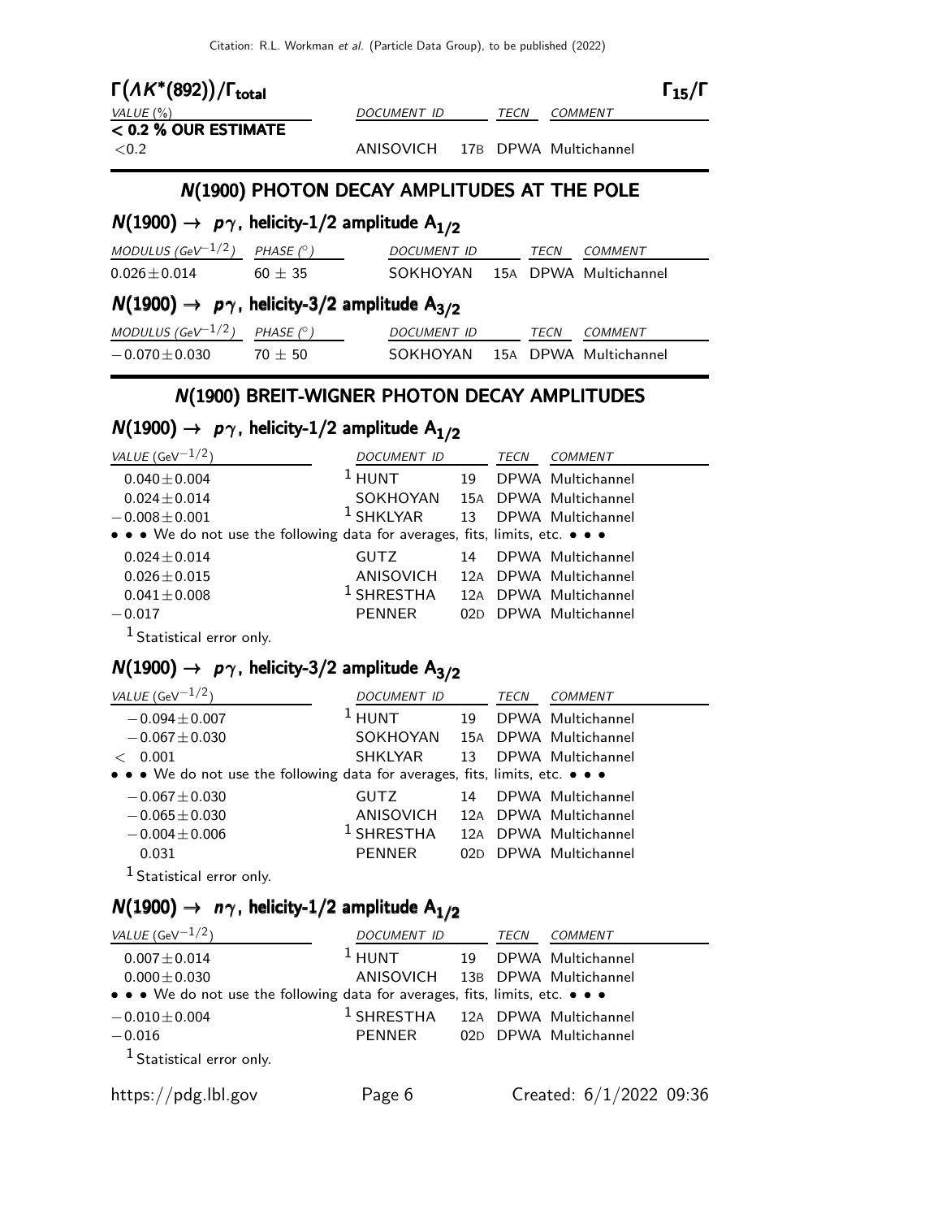### $\Gamma(\Lambda K^*(892))/\Gamma_{total}$ — $\Gamma_{15}/\Gamma$

| VALUE (%) | DOCUMENT ID | TECN | COMMENT |
|---|---|---|---|
| **< 0.2 % OUR ESTIMATE** | | | |
| <0.2 | ANISOVICH 17B | DPWA | Multichannel |

## N(1900) PHOTON DECAY AMPLITUDES AT THE POLE

### $N(1900) \rightarrow p\gamma$, helicity-1/2 amplitude $A_{1/2}$

| MODULUS ($GeV^{-1/2}$) | PHASE (°) | DOCUMENT ID | TECN | COMMENT |
|---|---|---|---|---|
| 0.026±0.014 | 60 ± 35 | SOKHOYAN 15A | DPWA | Multichannel |

### $N(1900) \rightarrow p\gamma$, helicity-3/2 amplitude $A_{3/2}$

| MODULUS ($GeV^{-1/2}$) | PHASE (°) | DOCUMENT ID | TECN | COMMENT |
|---|---|---|---|---|
| −0.070±0.030 | 70 ± 50 | SOKHOYAN 15A | DPWA | Multichannel |

## N(1900) BREIT-WIGNER PHOTON DECAY AMPLITUDES

### $N(1900) \rightarrow p\gamma$, helicity-1/2 amplitude $A_{1/2}$

| VALUE ($GeV^{-1/2}$) | DOCUMENT ID | TECN | COMMENT |
|---|---|---|---|
| 0.040±0.004 | [1] HUNT 19 | DPWA | Multichannel |
| 0.024±0.014 | SOKHOYAN 15A | DPWA | Multichannel |
| −0.008±0.001 | [1] SHKLYAR 13 | DPWA | Multichannel |
| • • • We do not use the following data for averages, fits, limits, etc. • • • | | | |
| 0.024±0.014 | GUTZ 14 | DPWA | Multichannel |
| 0.026±0.015 | ANISOVICH 12A | DPWA | Multichannel |
| 0.041±0.008 | [1] SHRESTHA 12A | DPWA | Multichannel |
| −0.017 | PENNER 02D | DPWA | Multichannel |

[1] Statistical error only.

### $N(1900) \rightarrow p\gamma$, helicity-3/2 amplitude $A_{3/2}$

| VALUE ($GeV^{-1/2}$) | DOCUMENT ID | TECN | COMMENT |
|---|---|---|---|
| −0.094±0.007 | [1] HUNT 19 | DPWA | Multichannel |
| −0.067±0.030 | SOKHOYAN 15A | DPWA | Multichannel |
| < 0.001 | SHKLYAR 13 | DPWA | Multichannel |
| • • • We do not use the following data for averages, fits, limits, etc. • • • | | | |
| −0.067±0.030 | GUTZ 14 | DPWA | Multichannel |
| −0.065±0.030 | ANISOVICH 12A | DPWA | Multichannel |
| −0.004±0.006 | [1] SHRESTHA 12A | DPWA | Multichannel |
| 0.031 | PENNER 02D | DPWA | Multichannel |

[1] Statistical error only.

### $N(1900) \rightarrow n\gamma$, helicity-1/2 amplitude $A_{1/2}$

| VALUE ($GeV^{-1/2}$) | DOCUMENT ID | TECN | COMMENT |
|---|---|---|---|
| 0.007±0.014 | [1] HUNT 19 | DPWA | Multichannel |
| 0.000±0.030 | ANISOVICH 13B | DPWA | Multichannel |
| • • • We do not use the following data for averages, fits, limits, etc. • • • | | | |
| −0.010±0.004 | [1] SHRESTHA 12A | DPWA | Multichannel |
| −0.016 | PENNER 02D | DPWA | Multichannel |

[1] Statistical error only.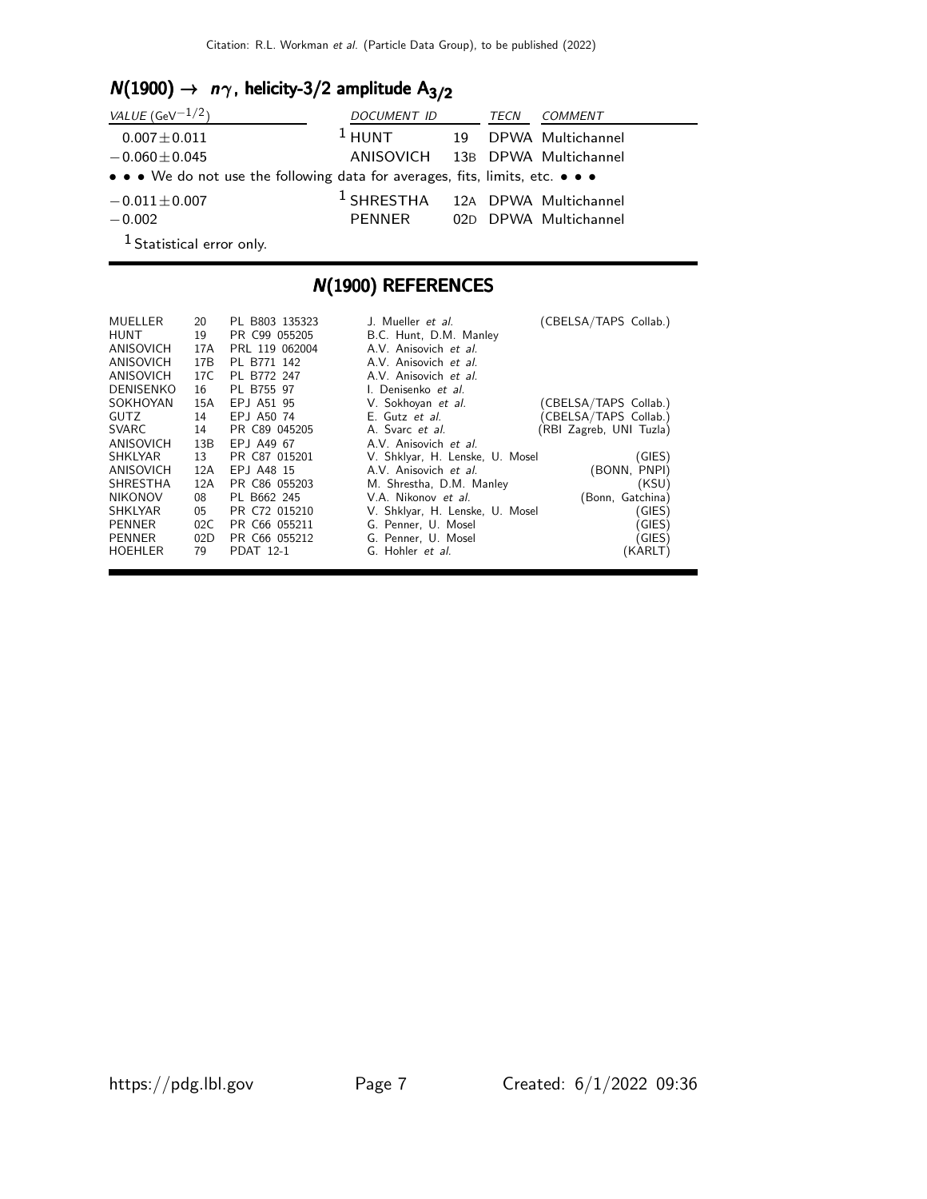## $N(1900) \to n\gamma$, helicity-3/2 amplitude $A_{3/2}$

| VALUE ($GeV^{-1/2}$) | DOCUMENT ID | | TECN | COMMENT |
|---|---|---|---|---|
| $0.007 \pm 0.011$ | [1] HUNT | 19 | DPWA | Multichannel |
| $-0.060 \pm 0.045$ | ANISOVICH | 13B | DPWA | Multichannel |
| • • • We do not use the following data for averages, fits, limits, etc. • • • | | | | |
| $-0.011 \pm 0.007$ | [1] SHRESTHA | 12A | DPWA | Multichannel |
| $-0.002$ | PENNER | 02D | DPWA | Multichannel |

[1] Statistical error only.

## N(1900) REFERENCES

| | | | | |
|---|---|---|---|---|
| MUELLER | 20 | PL B803 135323 | J. Mueller *et al.* | (CBELSA/TAPS Collab.) |
| HUNT | 19 | PR C99 055205 | B.C. Hunt, D.M. Manley | |
| ANISOVICH | 17A | PRL 119 062004 | A.V. Anisovich *et al.* | |
| ANISOVICH | 17B | PL B771 142 | A.V. Anisovich *et al.* | |
| ANISOVICH | 17C | PL B772 247 | A.V. Anisovich *et al.* | |
| DENISENKO | 16 | PL B755 97 | I. Denisenko *et al.* | |
| SOKHOYAN | 15A | EPJ A51 95 | V. Sokhoyan *et al.* | (CBELSA/TAPS Collab.) |
| GUTZ | 14 | EPJ A50 74 | E. Gutz *et al.* | (CBELSA/TAPS Collab.) |
| SVARC | 14 | PR C89 045205 | A. Svarc *et al.* | (RBI Zagreb, UNI Tuzla) |
| ANISOVICH | 13B | EPJ A49 67 | A.V. Anisovich *et al.* | |
| SHKLYAR | 13 | PR C87 015201 | V. Shklyar, H. Lenske, U. Mosel | (GIES) |
| ANISOVICH | 12A | EPJ A48 15 | A.V. Anisovich *et al.* | (BONN, PNPI) |
| SHRESTHA | 12A | PR C86 055203 | M. Shrestha, D.M. Manley | (KSU) |
| NIKONOV | 08 | PL B662 245 | V.A. Nikonov *et al.* | (Bonn, Gatchina) |
| SHKLYAR | 05 | PR C72 015210 | V. Shklyar, H. Lenske, U. Mosel | (GIES) |
| PENNER | 02C | PR C66 055211 | G. Penner, U. Mosel | (GIES) |
| PENNER | 02D | PR C66 055212 | G. Penner, U. Mosel | (GIES) |
| HOEHLER | 79 | PDAT 12-1 | G. Hohler *et al.* | (KARLT) |